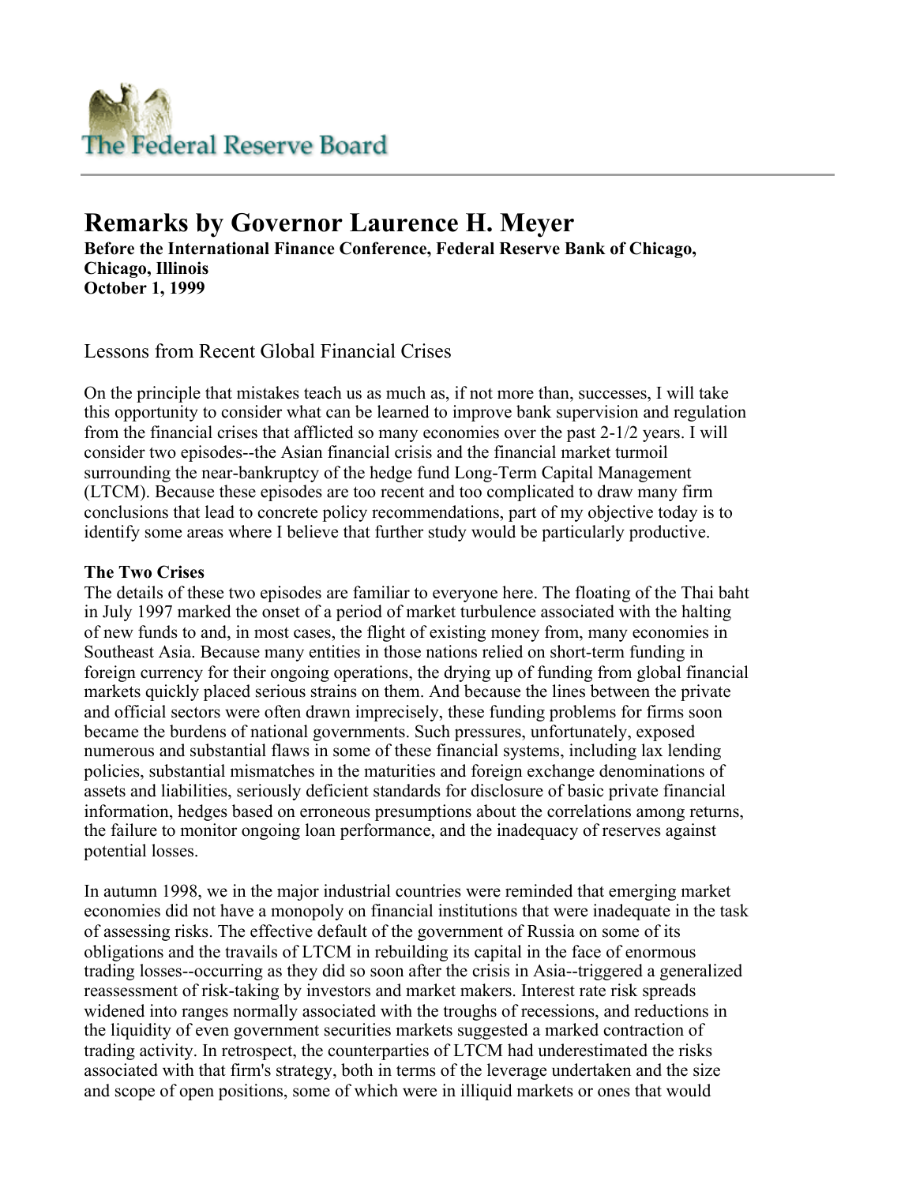# Remarks by Governor Laurence H. Meyer

**Before the International Finance Conference, Federal Reserve Bank of Chicago, Chicago, Illinois**
**October 1, 1999**

## Lessons from Recent Global Financial Crises

On the principle that mistakes teach us as much as, if not more than, successes, I will take this opportunity to consider what can be learned to improve bank supervision and regulation from the financial crises that afflicted so many economies over the past 2-1/2 years. I will consider two episodes--the Asian financial crisis and the financial market turmoil surrounding the near-bankruptcy of the hedge fund Long-Term Capital Management (LTCM). Because these episodes are too recent and too complicated to draw many firm conclusions that lead to concrete policy recommendations, part of my objective today is to identify some areas where I believe that further study would be particularly productive.

**The Two Crises**
The details of these two episodes are familiar to everyone here. The floating of the Thai baht in July 1997 marked the onset of a period of market turbulence associated with the halting of new funds to and, in most cases, the flight of existing money from, many economies in Southeast Asia. Because many entities in those nations relied on short-term funding in foreign currency for their ongoing operations, the drying up of funding from global financial markets quickly placed serious strains on them. And because the lines between the private and official sectors were often drawn imprecisely, these funding problems for firms soon became the burdens of national governments. Such pressures, unfortunately, exposed numerous and substantial flaws in some of these financial systems, including lax lending policies, substantial mismatches in the maturities and foreign exchange denominations of assets and liabilities, seriously deficient standards for disclosure of basic private financial information, hedges based on erroneous presumptions about the correlations among returns, the failure to monitor ongoing loan performance, and the inadequacy of reserves against potential losses.

In autumn 1998, we in the major industrial countries were reminded that emerging market economies did not have a monopoly on financial institutions that were inadequate in the task of assessing risks. The effective default of the government of Russia on some of its obligations and the travails of LTCM in rebuilding its capital in the face of enormous trading losses--occurring as they did so soon after the crisis in Asia--triggered a generalized reassessment of risk-taking by investors and market makers. Interest rate risk spreads widened into ranges normally associated with the troughs of recessions, and reductions in the liquidity of even government securities markets suggested a marked contraction of trading activity. In retrospect, the counterparties of LTCM had underestimated the risks associated with that firm's strategy, both in terms of the leverage undertaken and the size and scope of open positions, some of which were in illiquid markets or ones that would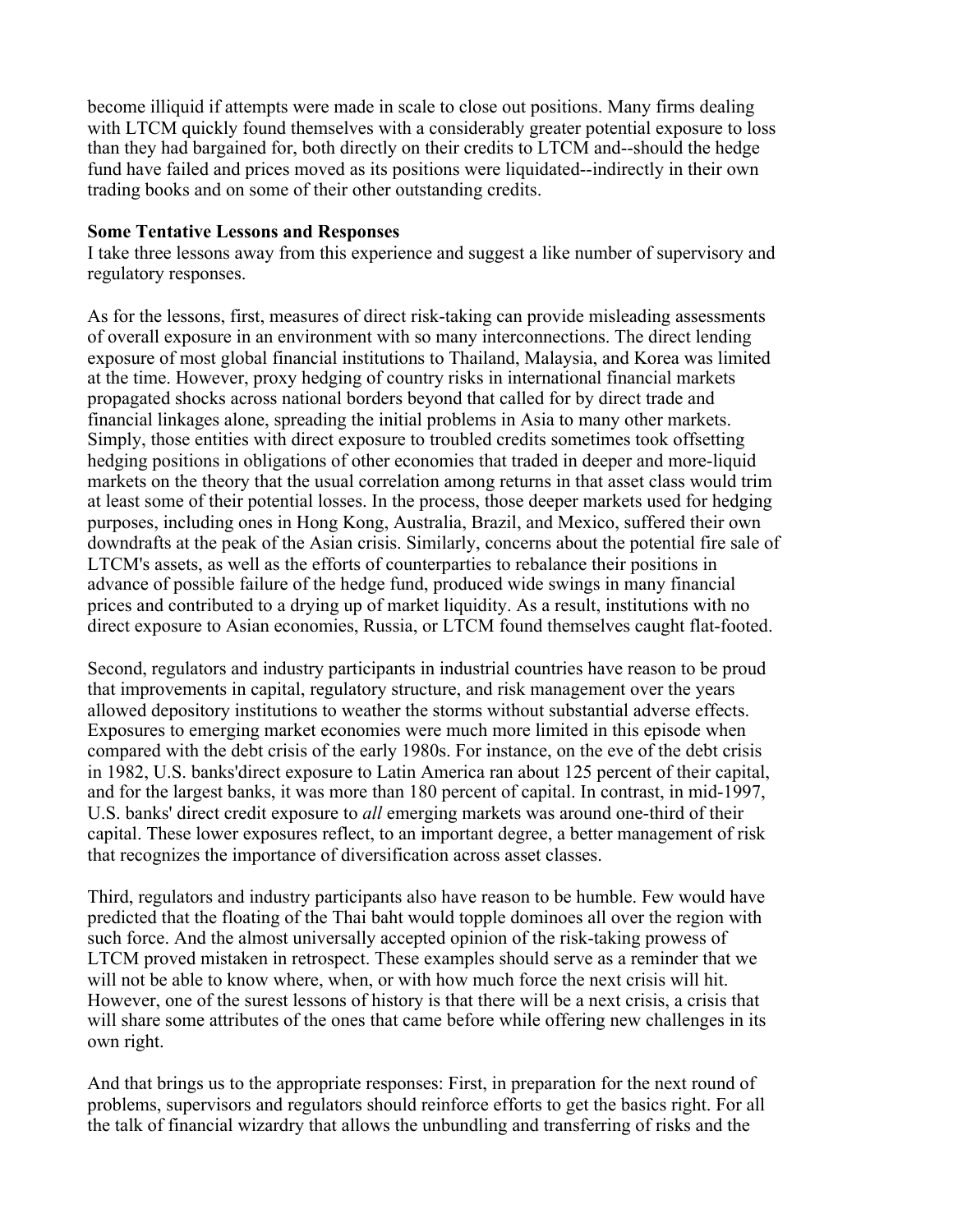become illiquid if attempts were made in scale to close out positions. Many firms dealing with LTCM quickly found themselves with a considerably greater potential exposure to loss than they had bargained for, both directly on their credits to LTCM and--should the hedge fund have failed and prices moved as its positions were liquidated--indirectly in their own trading books and on some of their other outstanding credits.

**Some Tentative Lessons and Responses**

I take three lessons away from this experience and suggest a like number of supervisory and regulatory responses.

As for the lessons, first, measures of direct risk-taking can provide misleading assessments of overall exposure in an environment with so many interconnections. The direct lending exposure of most global financial institutions to Thailand, Malaysia, and Korea was limited at the time. However, proxy hedging of country risks in international financial markets propagated shocks across national borders beyond that called for by direct trade and financial linkages alone, spreading the initial problems in Asia to many other markets. Simply, those entities with direct exposure to troubled credits sometimes took offsetting hedging positions in obligations of other economies that traded in deeper and more-liquid markets on the theory that the usual correlation among returns in that asset class would trim at least some of their potential losses. In the process, those deeper markets used for hedging purposes, including ones in Hong Kong, Australia, Brazil, and Mexico, suffered their own downdrafts at the peak of the Asian crisis. Similarly, concerns about the potential fire sale of LTCM's assets, as well as the efforts of counterparties to rebalance their positions in advance of possible failure of the hedge fund, produced wide swings in many financial prices and contributed to a drying up of market liquidity. As a result, institutions with no direct exposure to Asian economies, Russia, or LTCM found themselves caught flat-footed.

Second, regulators and industry participants in industrial countries have reason to be proud that improvements in capital, regulatory structure, and risk management over the years allowed depository institutions to weather the storms without substantial adverse effects. Exposures to emerging market economies were much more limited in this episode when compared with the debt crisis of the early 1980s. For instance, on the eve of the debt crisis in 1982, U.S. banks'direct exposure to Latin America ran about 125 percent of their capital, and for the largest banks, it was more than 180 percent of capital. In contrast, in mid-1997, U.S. banks' direct credit exposure to *all* emerging markets was around one-third of their capital. These lower exposures reflect, to an important degree, a better management of risk that recognizes the importance of diversification across asset classes.

Third, regulators and industry participants also have reason to be humble. Few would have predicted that the floating of the Thai baht would topple dominoes all over the region with such force. And the almost universally accepted opinion of the risk-taking prowess of LTCM proved mistaken in retrospect. These examples should serve as a reminder that we will not be able to know where, when, or with how much force the next crisis will hit. However, one of the surest lessons of history is that there will be a next crisis, a crisis that will share some attributes of the ones that came before while offering new challenges in its own right.

And that brings us to the appropriate responses: First, in preparation for the next round of problems, supervisors and regulators should reinforce efforts to get the basics right. For all the talk of financial wizardry that allows the unbundling and transferring of risks and the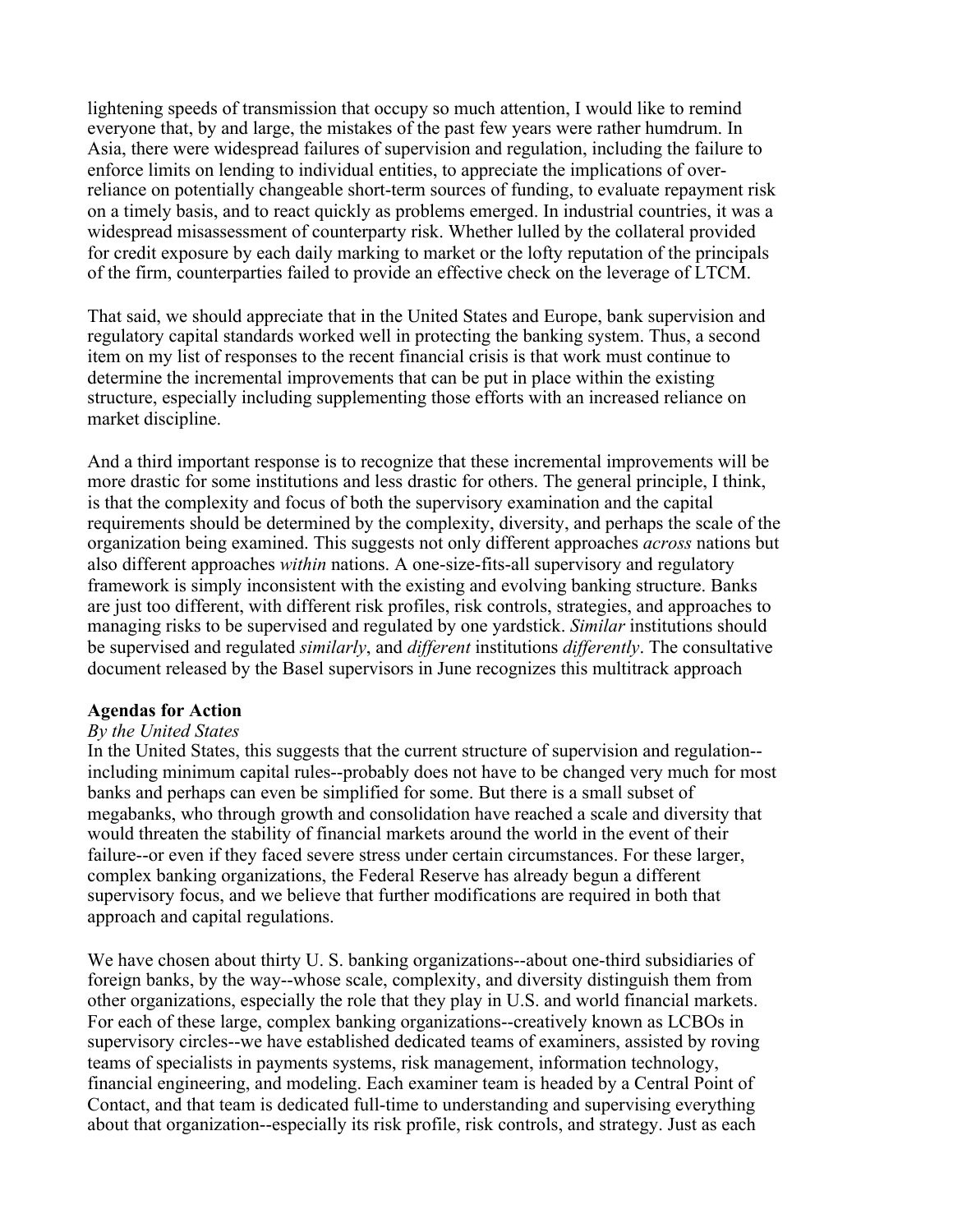lightening speeds of transmission that occupy so much attention, I would like to remind everyone that, by and large, the mistakes of the past few years were rather humdrum. In Asia, there were widespread failures of supervision and regulation, including the failure to enforce limits on lending to individual entities, to appreciate the implications of over-reliance on potentially changeable short-term sources of funding, to evaluate repayment risk on a timely basis, and to react quickly as problems emerged. In industrial countries, it was a widespread misassessment of counterparty risk. Whether lulled by the collateral provided for credit exposure by each daily marking to market or the lofty reputation of the principals of the firm, counterparties failed to provide an effective check on the leverage of LTCM.

That said, we should appreciate that in the United States and Europe, bank supervision and regulatory capital standards worked well in protecting the banking system. Thus, a second item on my list of responses to the recent financial crisis is that work must continue to determine the incremental improvements that can be put in place within the existing structure, especially including supplementing those efforts with an increased reliance on market discipline.

And a third important response is to recognize that these incremental improvements will be more drastic for some institutions and less drastic for others. The general principle, I think, is that the complexity and focus of both the supervisory examination and the capital requirements should be determined by the complexity, diversity, and perhaps the scale of the organization being examined. This suggests not only different approaches *across* nations but also different approaches *within* nations. A one-size-fits-all supervisory and regulatory framework is simply inconsistent with the existing and evolving banking structure. Banks are just too different, with different risk profiles, risk controls, strategies, and approaches to managing risks to be supervised and regulated by one yardstick. *Similar* institutions should be supervised and regulated *similarly*, and *different* institutions *differently*. The consultative document released by the Basel supervisors in June recognizes this multitrack approach

**Agendas for Action**

*By the United States*

In the United States, this suggests that the current structure of supervision and regulation--including minimum capital rules--probably does not have to be changed very much for most banks and perhaps can even be simplified for some. But there is a small subset of megabanks, who through growth and consolidation have reached a scale and diversity that would threaten the stability of financial markets around the world in the event of their failure--or even if they faced severe stress under certain circumstances. For these larger, complex banking organizations, the Federal Reserve has already begun a different supervisory focus, and we believe that further modifications are required in both that approach and capital regulations.

We have chosen about thirty U. S. banking organizations--about one-third subsidiaries of foreign banks, by the way--whose scale, complexity, and diversity distinguish them from other organizations, especially the role that they play in U.S. and world financial markets. For each of these large, complex banking organizations--creatively known as LCBOs in supervisory circles--we have established dedicated teams of examiners, assisted by roving teams of specialists in payments systems, risk management, information technology, financial engineering, and modeling. Each examiner team is headed by a Central Point of Contact, and that team is dedicated full-time to understanding and supervising everything about that organization--especially its risk profile, risk controls, and strategy. Just as each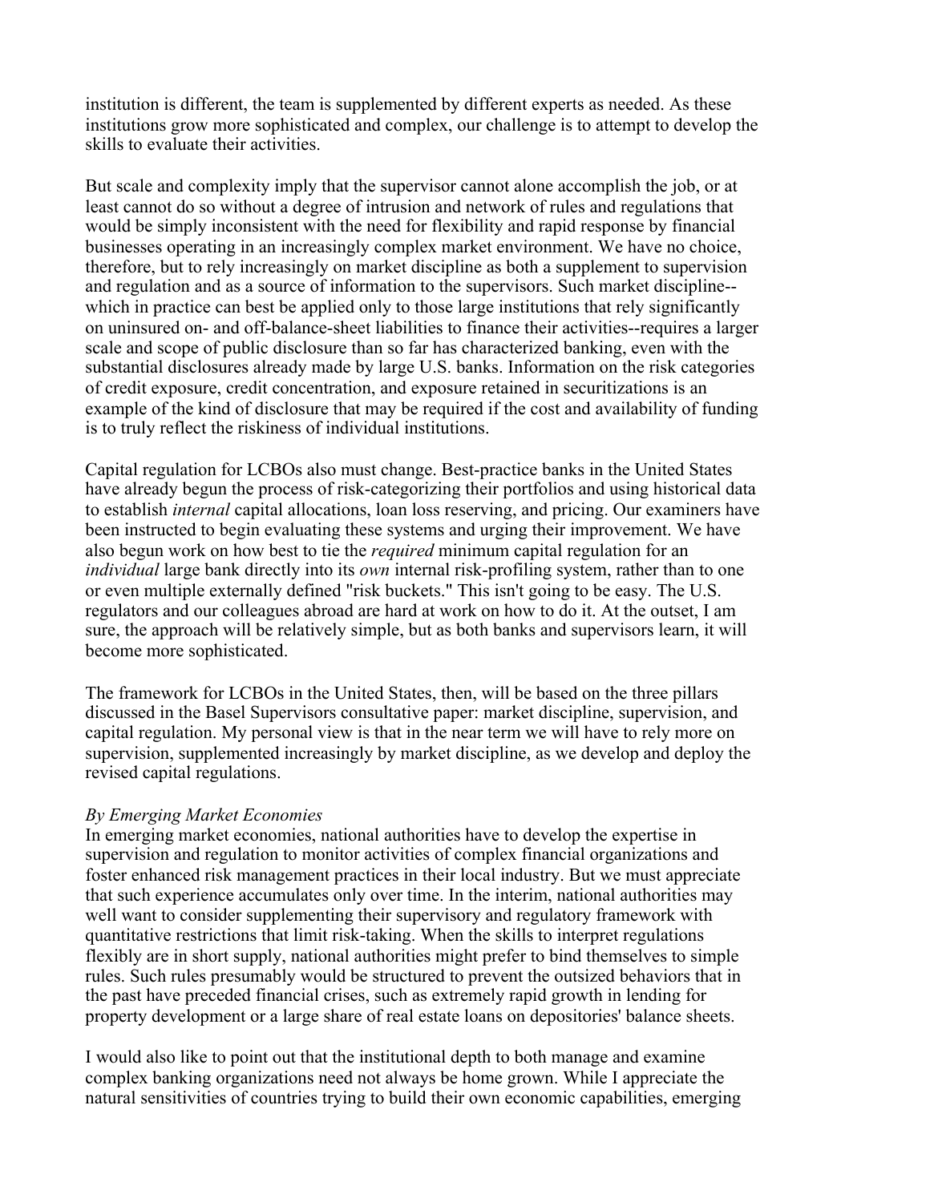institution is different, the team is supplemented by different experts as needed. As these institutions grow more sophisticated and complex, our challenge is to attempt to develop the skills to evaluate their activities.

But scale and complexity imply that the supervisor cannot alone accomplish the job, or at least cannot do so without a degree of intrusion and network of rules and regulations that would be simply inconsistent with the need for flexibility and rapid response by financial businesses operating in an increasingly complex market environment. We have no choice, therefore, but to rely increasingly on market discipline as both a supplement to supervision and regulation and as a source of information to the supervisors. Such market discipline--which in practice can best be applied only to those large institutions that rely significantly on uninsured on- and off-balance-sheet liabilities to finance their activities--requires a larger scale and scope of public disclosure than so far has characterized banking, even with the substantial disclosures already made by large U.S. banks. Information on the risk categories of credit exposure, credit concentration, and exposure retained in securitizations is an example of the kind of disclosure that may be required if the cost and availability of funding is to truly reflect the riskiness of individual institutions.

Capital regulation for LCBOs also must change. Best-practice banks in the United States have already begun the process of risk-categorizing their portfolios and using historical data to establish *internal* capital allocations, loan loss reserving, and pricing. Our examiners have been instructed to begin evaluating these systems and urging their improvement. We have also begun work on how best to tie the *required* minimum capital regulation for an *individual* large bank directly into its *own* internal risk-profiling system, rather than to one or even multiple externally defined "risk buckets." This isn't going to be easy. The U.S. regulators and our colleagues abroad are hard at work on how to do it. At the outset, I am sure, the approach will be relatively simple, but as both banks and supervisors learn, it will become more sophisticated.

The framework for LCBOs in the United States, then, will be based on the three pillars discussed in the Basel Supervisors consultative paper: market discipline, supervision, and capital regulation. My personal view is that in the near term we will have to rely more on supervision, supplemented increasingly by market discipline, as we develop and deploy the revised capital regulations.

*By Emerging Market Economies*

In emerging market economies, national authorities have to develop the expertise in supervision and regulation to monitor activities of complex financial organizations and foster enhanced risk management practices in their local industry. But we must appreciate that such experience accumulates only over time. In the interim, national authorities may well want to consider supplementing their supervisory and regulatory framework with quantitative restrictions that limit risk-taking. When the skills to interpret regulations flexibly are in short supply, national authorities might prefer to bind themselves to simple rules. Such rules presumably would be structured to prevent the outsized behaviors that in the past have preceded financial crises, such as extremely rapid growth in lending for property development or a large share of real estate loans on depositories' balance sheets.

I would also like to point out that the institutional depth to both manage and examine complex banking organizations need not always be home grown. While I appreciate the natural sensitivities of countries trying to build their own economic capabilities, emerging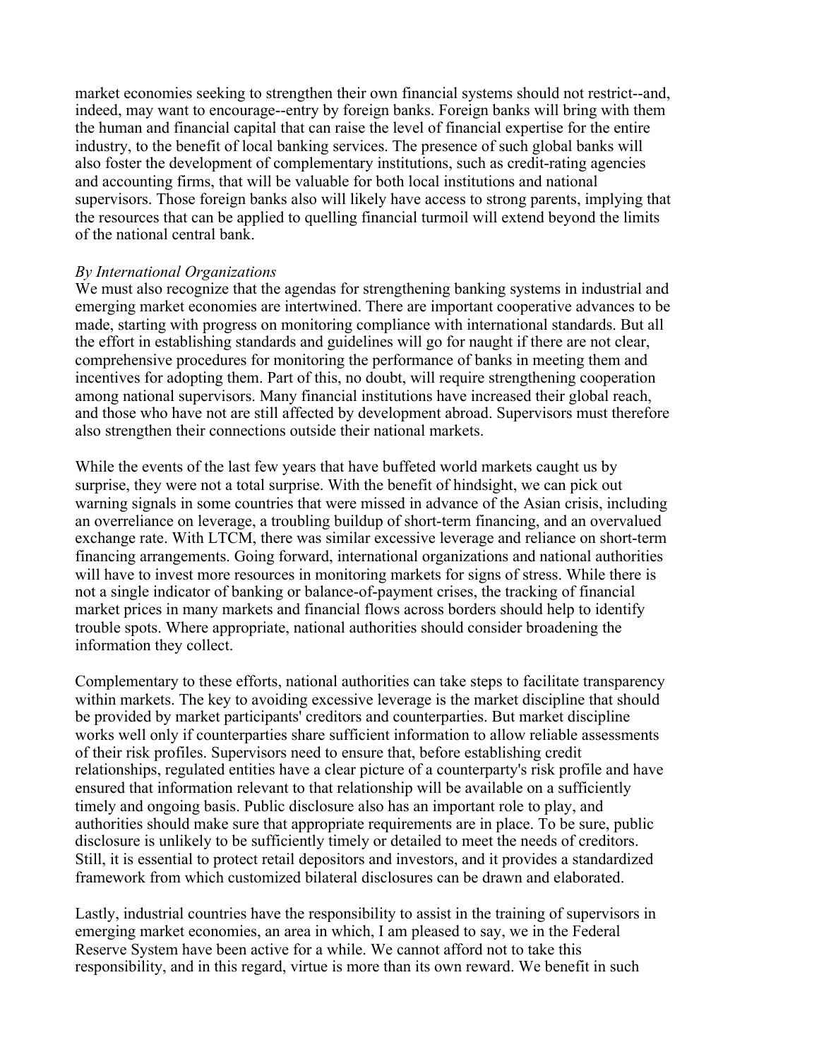market economies seeking to strengthen their own financial systems should not restrict--and, indeed, may want to encourage--entry by foreign banks. Foreign banks will bring with them the human and financial capital that can raise the level of financial expertise for the entire industry, to the benefit of local banking services. The presence of such global banks will also foster the development of complementary institutions, such as credit-rating agencies and accounting firms, that will be valuable for both local institutions and national supervisors. Those foreign banks also will likely have access to strong parents, implying that the resources that can be applied to quelling financial turmoil will extend beyond the limits of the national central bank.

*By International Organizations*

We must also recognize that the agendas for strengthening banking systems in industrial and emerging market economies are intertwined. There are important cooperative advances to be made, starting with progress on monitoring compliance with international standards. But all the effort in establishing standards and guidelines will go for naught if there are not clear, comprehensive procedures for monitoring the performance of banks in meeting them and incentives for adopting them. Part of this, no doubt, will require strengthening cooperation among national supervisors. Many financial institutions have increased their global reach, and those who have not are still affected by development abroad. Supervisors must therefore also strengthen their connections outside their national markets.

While the events of the last few years that have buffeted world markets caught us by surprise, they were not a total surprise. With the benefit of hindsight, we can pick out warning signals in some countries that were missed in advance of the Asian crisis, including an overreliance on leverage, a troubling buildup of short-term financing, and an overvalued exchange rate. With LTCM, there was similar excessive leverage and reliance on short-term financing arrangements. Going forward, international organizations and national authorities will have to invest more resources in monitoring markets for signs of stress. While there is not a single indicator of banking or balance-of-payment crises, the tracking of financial market prices in many markets and financial flows across borders should help to identify trouble spots. Where appropriate, national authorities should consider broadening the information they collect.

Complementary to these efforts, national authorities can take steps to facilitate transparency within markets. The key to avoiding excessive leverage is the market discipline that should be provided by market participants' creditors and counterparties. But market discipline works well only if counterparties share sufficient information to allow reliable assessments of their risk profiles. Supervisors need to ensure that, before establishing credit relationships, regulated entities have a clear picture of a counterparty's risk profile and have ensured that information relevant to that relationship will be available on a sufficiently timely and ongoing basis. Public disclosure also has an important role to play, and authorities should make sure that appropriate requirements are in place. To be sure, public disclosure is unlikely to be sufficiently timely or detailed to meet the needs of creditors. Still, it is essential to protect retail depositors and investors, and it provides a standardized framework from which customized bilateral disclosures can be drawn and elaborated.

Lastly, industrial countries have the responsibility to assist in the training of supervisors in emerging market economies, an area in which, I am pleased to say, we in the Federal Reserve System have been active for a while. We cannot afford not to take this responsibility, and in this regard, virtue is more than its own reward. We benefit in such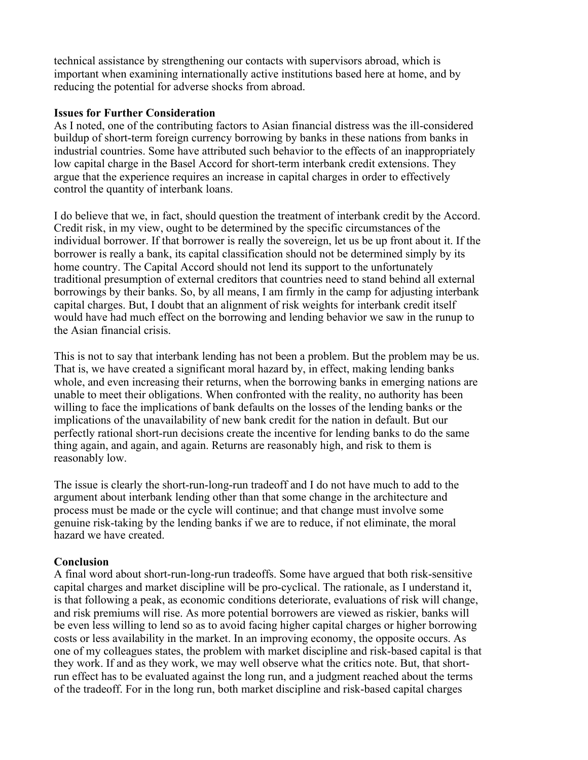technical assistance by strengthening our contacts with supervisors abroad, which is important when examining internationally active institutions based here at home, and by reducing the potential for adverse shocks from abroad.

**Issues for Further Consideration**

As I noted, one of the contributing factors to Asian financial distress was the ill-considered buildup of short-term foreign currency borrowing by banks in these nations from banks in industrial countries. Some have attributed such behavior to the effects of an inappropriately low capital charge in the Basel Accord for short-term interbank credit extensions. They argue that the experience requires an increase in capital charges in order to effectively control the quantity of interbank loans.

I do believe that we, in fact, should question the treatment of interbank credit by the Accord. Credit risk, in my view, ought to be determined by the specific circumstances of the individual borrower. If that borrower is really the sovereign, let us be up front about it. If the borrower is really a bank, its capital classification should not be determined simply by its home country. The Capital Accord should not lend its support to the unfortunately traditional presumption of external creditors that countries need to stand behind all external borrowings by their banks. So, by all means, I am firmly in the camp for adjusting interbank capital charges. But, I doubt that an alignment of risk weights for interbank credit itself would have had much effect on the borrowing and lending behavior we saw in the runup to the Asian financial crisis.

This is not to say that interbank lending has not been a problem. But the problem may be us. That is, we have created a significant moral hazard by, in effect, making lending banks whole, and even increasing their returns, when the borrowing banks in emerging nations are unable to meet their obligations. When confronted with the reality, no authority has been willing to face the implications of bank defaults on the losses of the lending banks or the implications of the unavailability of new bank credit for the nation in default. But our perfectly rational short-run decisions create the incentive for lending banks to do the same thing again, and again, and again. Returns are reasonably high, and risk to them is reasonably low.

The issue is clearly the short-run-long-run tradeoff and I do not have much to add to the argument about interbank lending other than that some change in the architecture and process must be made or the cycle will continue; and that change must involve some genuine risk-taking by the lending banks if we are to reduce, if not eliminate, the moral hazard we have created.

**Conclusion**

A final word about short-run-long-run tradeoffs. Some have argued that both risk-sensitive capital charges and market discipline will be pro-cyclical. The rationale, as I understand it, is that following a peak, as economic conditions deteriorate, evaluations of risk will change, and risk premiums will rise. As more potential borrowers are viewed as riskier, banks will be even less willing to lend so as to avoid facing higher capital charges or higher borrowing costs or less availability in the market. In an improving economy, the opposite occurs. As one of my colleagues states, the problem with market discipline and risk-based capital is that they work. If and as they work, we may well observe what the critics note. But, that short-run effect has to be evaluated against the long run, and a judgment reached about the terms of the tradeoff. For in the long run, both market discipline and risk-based capital charges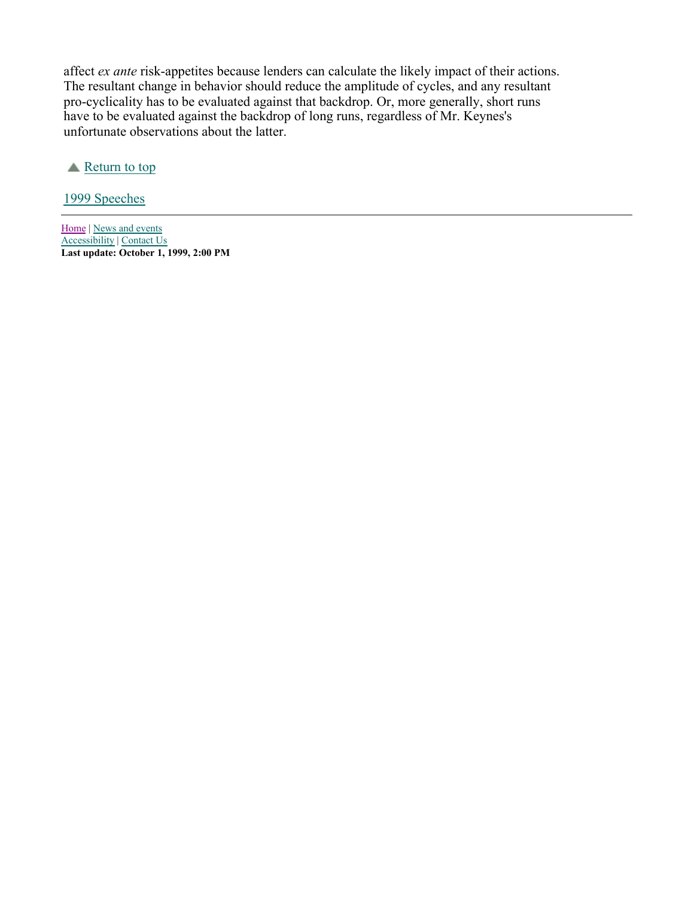affect *ex ante* risk-appetites because lenders can calculate the likely impact of their actions. The resultant change in behavior should reduce the amplitude of cycles, and any resultant pro-cyclicality has to be evaluated against that backdrop. Or, more generally, short runs have to be evaluated against the backdrop of long runs, regardless of Mr. Keynes's unfortunate observations about the latter.

Return to top

1999 Speeches

---

Home | News and events
Accessibility | Contact Us
**Last update: October 1, 1999, 2:00 PM**